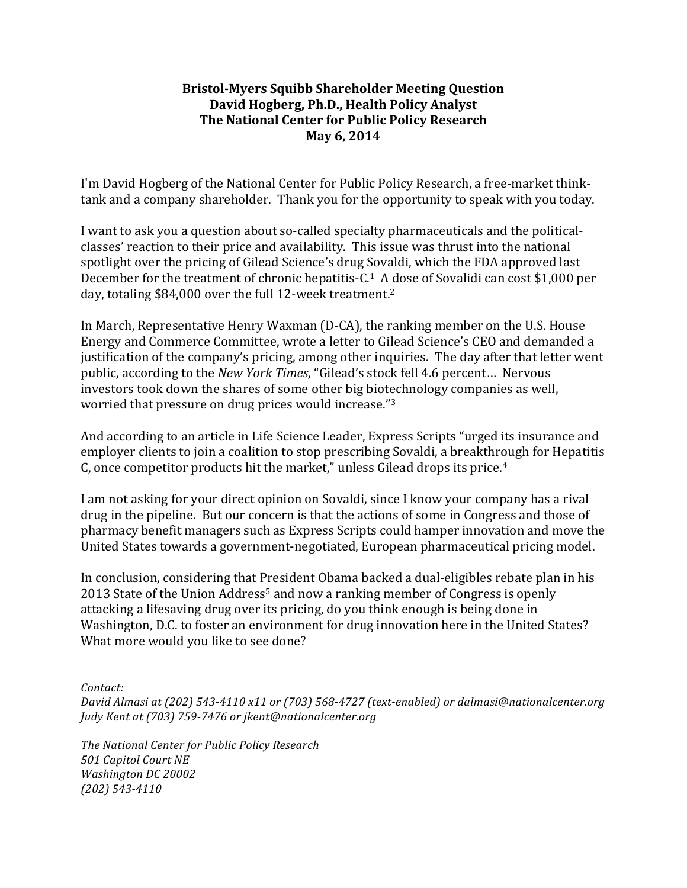**Bristol-Myers Squibb Shareholder Meeting Question**
**David Hogberg, Ph.D., Health Policy Analyst**
**The National Center for Public Policy Research**
**May 6, 2014**

I'm David Hogberg of the National Center for Public Policy Research, a free-market think-tank and a company shareholder. Thank you for the opportunity to speak with you today.

I want to ask you a question about so-called specialty pharmaceuticals and the political-classes' reaction to their price and availability. This issue was thrust into the national spotlight over the pricing of Gilead Science's drug Sovaldi, which the FDA approved last December for the treatment of chronic hepatitis-C.[1] A dose of Sovalidi can cost $1,000 per day, totaling $84,000 over the full 12-week treatment.[2]

In March, Representative Henry Waxman (D-CA), the ranking member on the U.S. House Energy and Commerce Committee, wrote a letter to Gilead Science's CEO and demanded a justification of the company's pricing, among other inquiries. The day after that letter went public, according to the *New York Times*, "Gilead's stock fell 4.6 percent… Nervous investors took down the shares of some other big biotechnology companies as well, worried that pressure on drug prices would increase."[3]

And according to an article in Life Science Leader, Express Scripts "urged its insurance and employer clients to join a coalition to stop prescribing Sovaldi, a breakthrough for Hepatitis C, once competitor products hit the market," unless Gilead drops its price.[4]

I am not asking for your direct opinion on Sovaldi, since I know your company has a rival drug in the pipeline. But our concern is that the actions of some in Congress and those of pharmacy benefit managers such as Express Scripts could hamper innovation and move the United States towards a government-negotiated, European pharmaceutical pricing model.

In conclusion, considering that President Obama backed a dual-eligibles rebate plan in his 2013 State of the Union Address[5] and now a ranking member of Congress is openly attacking a lifesaving drug over its pricing, do you think enough is being done in Washington, D.C. to foster an environment for drug innovation here in the United States? What more would you like to see done?

*Contact:*
*David Almasi at (202) 543-4110 x11 or (703) 568-4727 (text-enabled) or dalmasi@nationalcenter.org*
*Judy Kent at (703) 759-7476 or jkent@nationalcenter.org*

*The National Center for Public Policy Research*
*501 Capitol Court NE*
*Washington DC 20002*
*(202) 543-4110*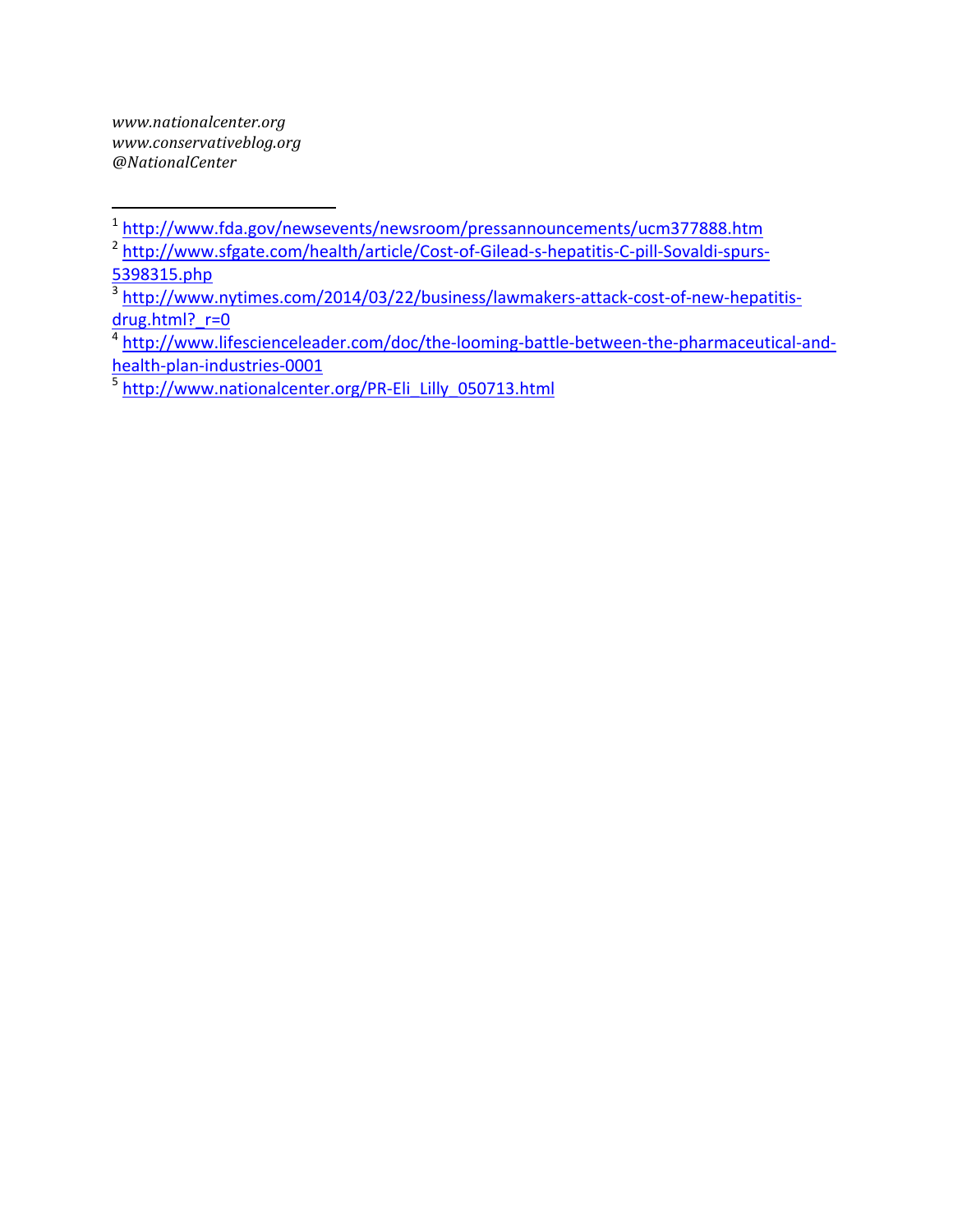*www.nationalcenter.org*
*www.conservativeblog.org*
*@NationalCenter*

---

[1] http://www.fda.gov/newsevents/newsroom/pressannouncements/ucm377888.htm

[2] http://www.sfgate.com/health/article/Cost-of-Gilead-s-hepatitis-C-pill-Sovaldi-spurs-5398315.php

[3] http://www.nytimes.com/2014/03/22/business/lawmakers-attack-cost-of-new-hepatitis-drug.html?_r=0

[4] http://www.lifescienceleader.com/doc/the-looming-battle-between-the-pharmaceutical-and-health-plan-industries-0001

[5] http://www.nationalcenter.org/PR-Eli_Lilly_050713.html